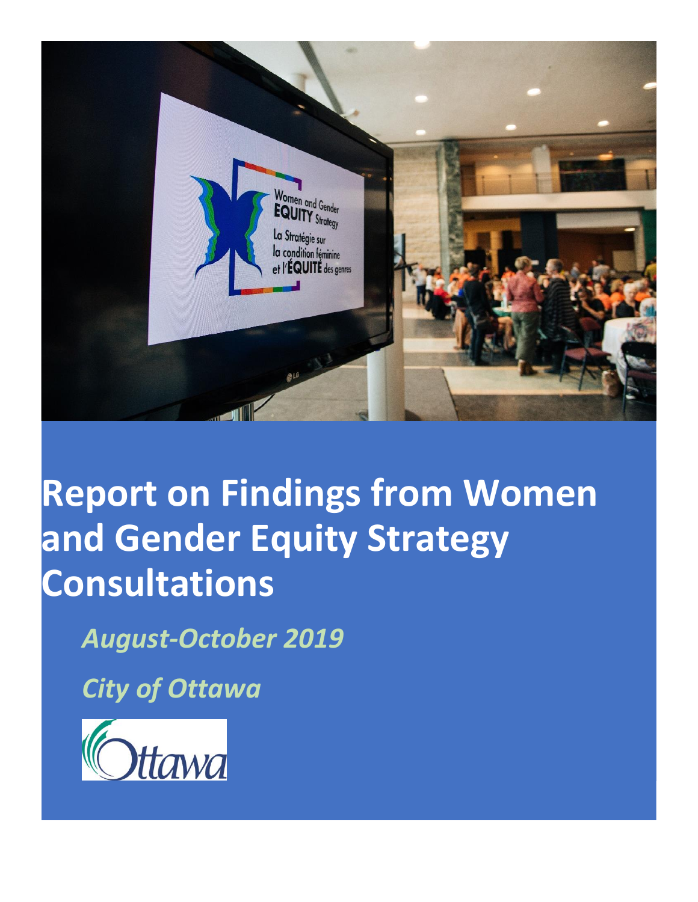# Report on Findings from Women and Gender Equity Strategy Consultations

*August-October 2019*

*City of Ottawa*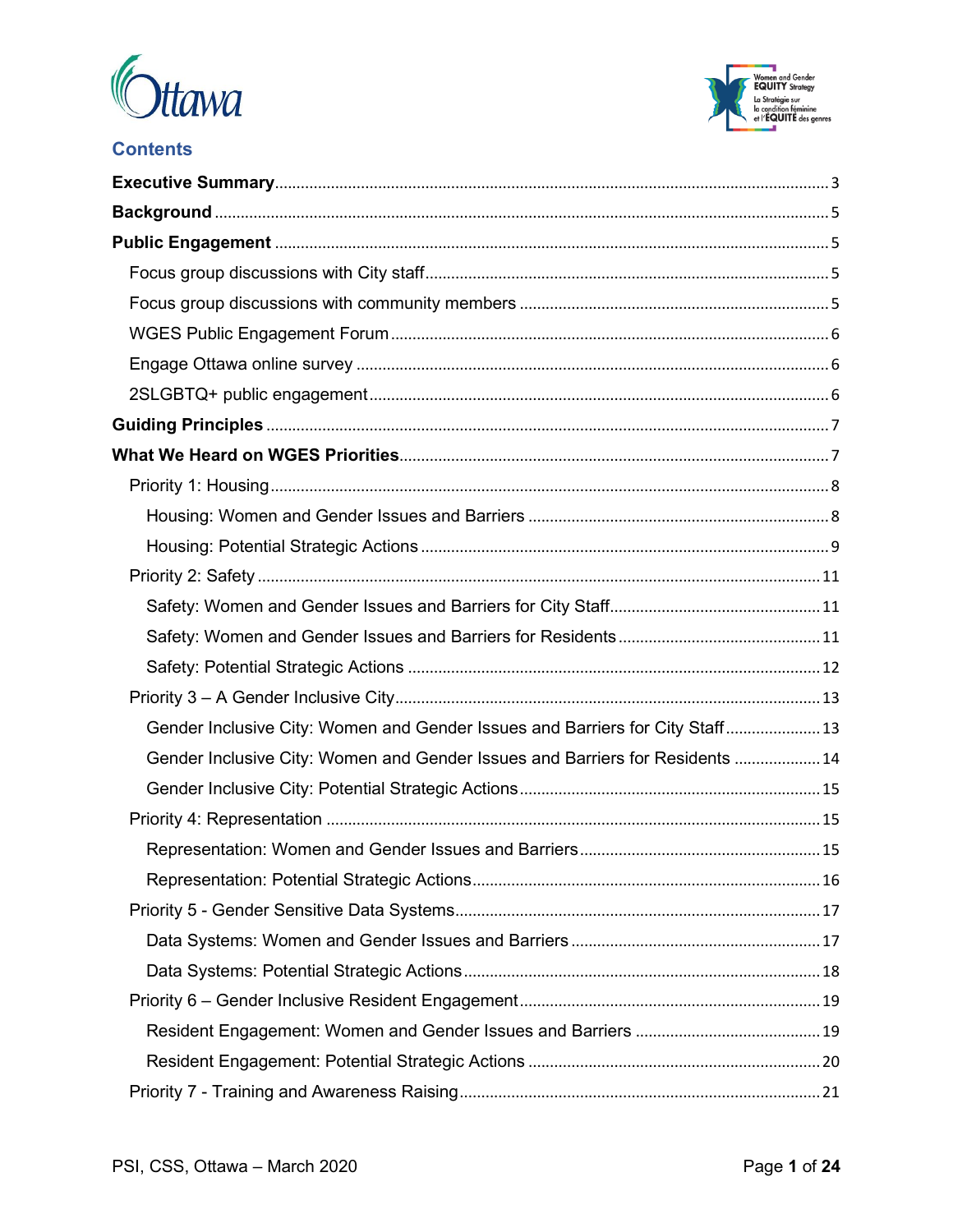## Contents

- **Executive Summary** ..... 3
- **Background** ..... 5
- **Public Engagement** ..... 5
  - Focus group discussions with City staff ..... 5
  - Focus group discussions with community members ..... 5
  - WGES Public Engagement Forum ..... 6
  - Engage Ottawa online survey ..... 6
  - 2SLGBTQ+ public engagement ..... 6
- **Guiding Principles** ..... 7
- **What We Heard on WGES Priorities** ..... 7
  - Priority 1: Housing ..... 8
    - Housing: Women and Gender Issues and Barriers ..... 8
    - Housing: Potential Strategic Actions ..... 9
  - Priority 2: Safety ..... 11
    - Safety: Women and Gender Issues and Barriers for City Staff ..... 11
    - Safety: Women and Gender Issues and Barriers for Residents ..... 11
    - Safety: Potential Strategic Actions ..... 12
  - Priority 3 – A Gender Inclusive City ..... 13
    - Gender Inclusive City: Women and Gender Issues and Barriers for City Staff ..... 13
    - Gender Inclusive City: Women and Gender Issues and Barriers for Residents ..... 14
    - Gender Inclusive City: Potential Strategic Actions ..... 15
  - Priority 4: Representation ..... 15
    - Representation: Women and Gender Issues and Barriers ..... 15
    - Representation: Potential Strategic Actions ..... 16
  - Priority 5 - Gender Sensitive Data Systems ..... 17
    - Data Systems: Women and Gender Issues and Barriers ..... 17
    - Data Systems: Potential Strategic Actions ..... 18
  - Priority 6 – Gender Inclusive Resident Engagement ..... 19
    - Resident Engagement: Women and Gender Issues and Barriers ..... 19
    - Resident Engagement: Potential Strategic Actions ..... 20
  - Priority 7 - Training and Awareness Raising ..... 21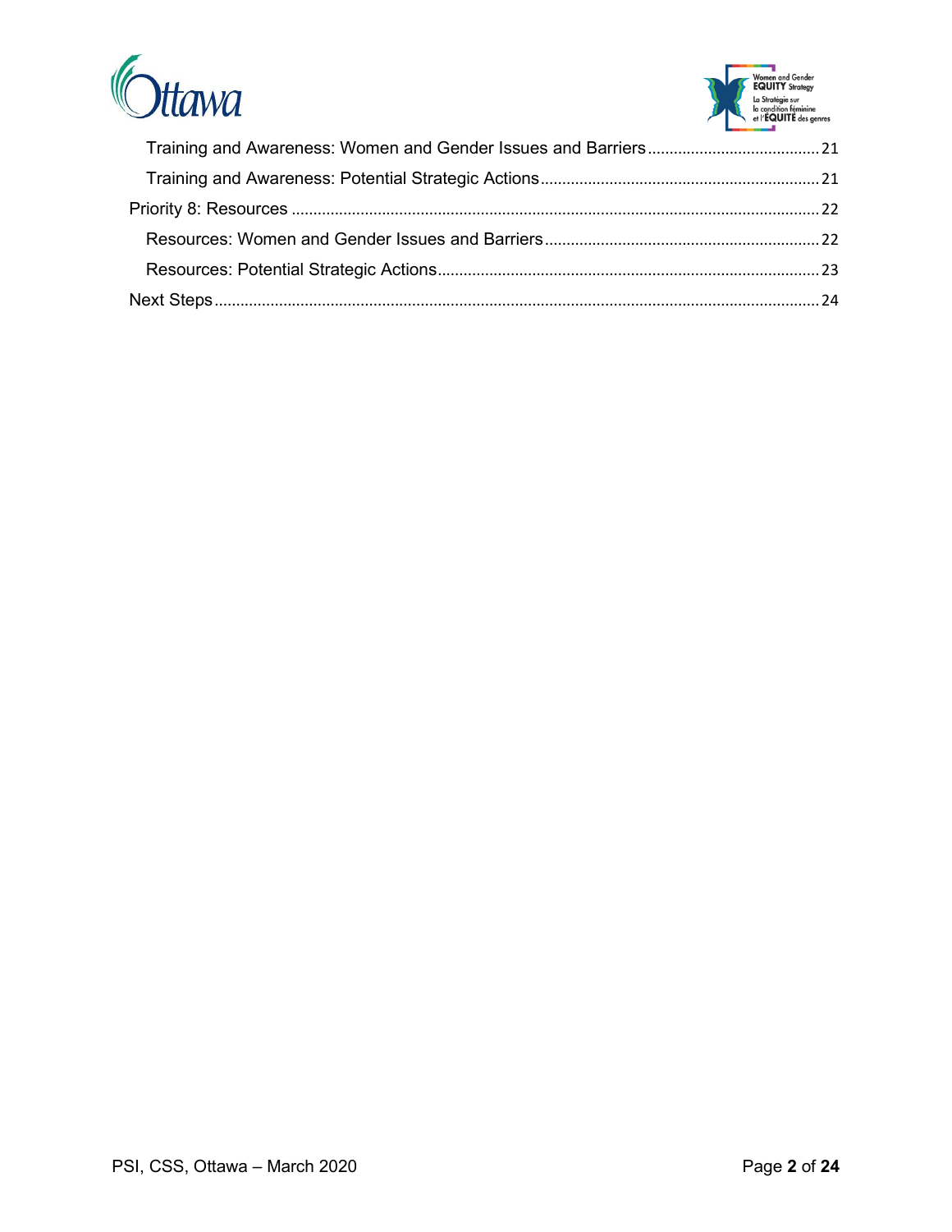Training and Awareness: Women and Gender Issues and Barriers ........................................ 21

Training and Awareness: Potential Strategic Actions ................................................................ 21

Priority 8: Resources ........................................................................................................................ 22

Resources: Women and Gender Issues and Barriers ............................................................... 22

Resources: Potential Strategic Actions ........................................................................................ 23

Next Steps ............................................................................................................................................ 24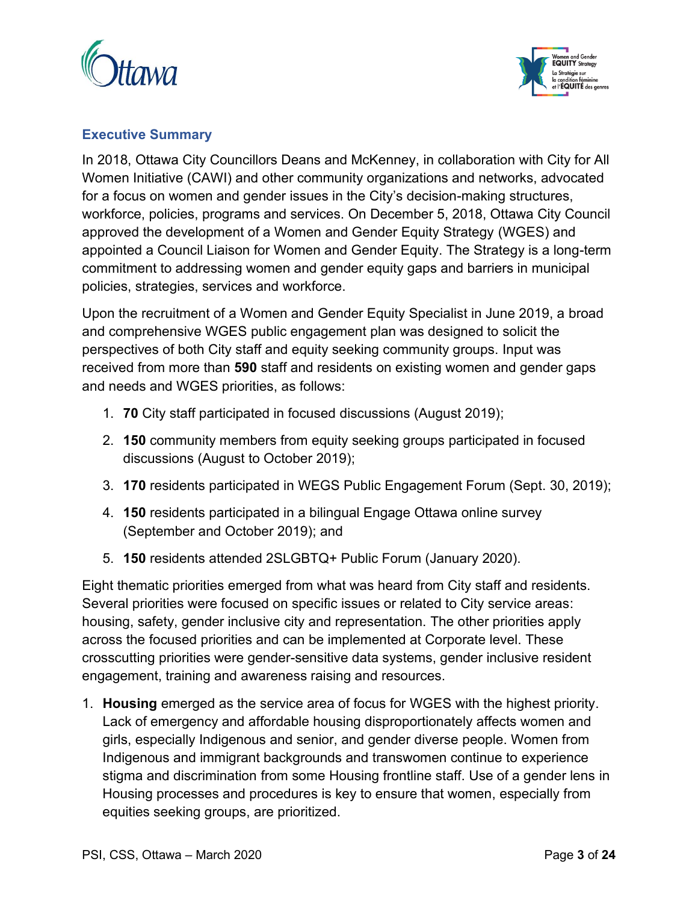## Executive Summary

In 2018, Ottawa City Councillors Deans and McKenney, in collaboration with City for All Women Initiative (CAWI) and other community organizations and networks, advocated for a focus on women and gender issues in the City's decision-making structures, workforce, policies, programs and services. On December 5, 2018, Ottawa City Council approved the development of a Women and Gender Equity Strategy (WGES) and appointed a Council Liaison for Women and Gender Equity. The Strategy is a long-term commitment to addressing women and gender equity gaps and barriers in municipal policies, strategies, services and workforce.

Upon the recruitment of a Women and Gender Equity Specialist in June 2019, a broad and comprehensive WGES public engagement plan was designed to solicit the perspectives of both City staff and equity seeking community groups. Input was received from more than **590** staff and residents on existing women and gender gaps and needs and WGES priorities, as follows:

1. **70** City staff participated in focused discussions (August 2019);
2. **150** community members from equity seeking groups participated in focused discussions (August to October 2019);
3. **170** residents participated in WEGS Public Engagement Forum (Sept. 30, 2019);
4. **150** residents participated in a bilingual Engage Ottawa online survey (September and October 2019); and
5. **150** residents attended 2SLGBTQ+ Public Forum (January 2020).

Eight thematic priorities emerged from what was heard from City staff and residents. Several priorities were focused on specific issues or related to City service areas: housing, safety, gender inclusive city and representation. The other priorities apply across the focused priorities and can be implemented at Corporate level. These crosscutting priorities were gender-sensitive data systems, gender inclusive resident engagement, training and awareness raising and resources.

1. **Housing** emerged as the service area of focus for WGES with the highest priority. Lack of emergency and affordable housing disproportionately affects women and girls, especially Indigenous and senior, and gender diverse people. Women from Indigenous and immigrant backgrounds and transwomen continue to experience stigma and discrimination from some Housing frontline staff. Use of a gender lens in Housing processes and procedures is key to ensure that women, especially from equities seeking groups, are prioritized.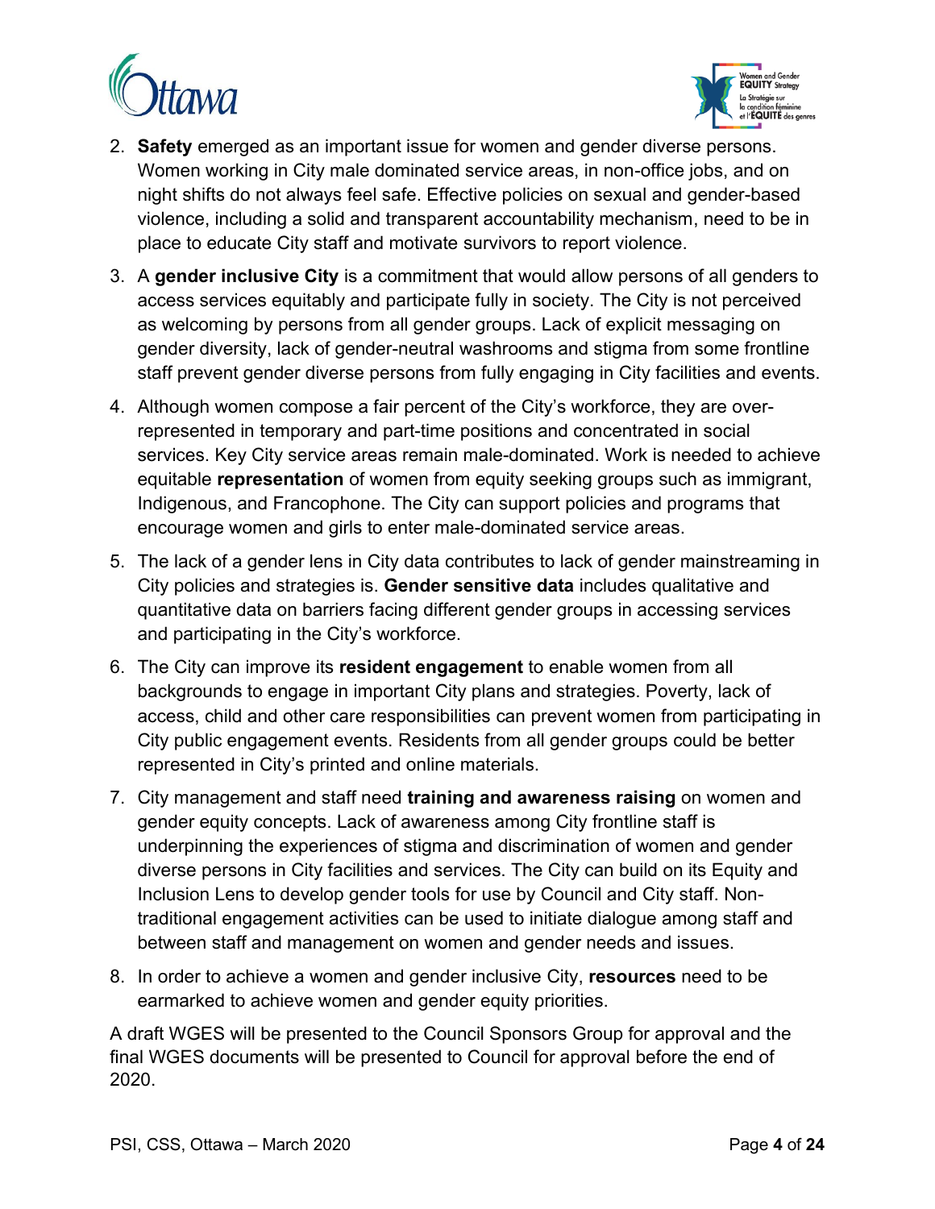2. **Safety** emerged as an important issue for women and gender diverse persons. Women working in City male dominated service areas, in non-office jobs, and on night shifts do not always feel safe. Effective policies on sexual and gender-based violence, including a solid and transparent accountability mechanism, need to be in place to educate City staff and motivate survivors to report violence.

3. A **gender inclusive City** is a commitment that would allow persons of all genders to access services equitably and participate fully in society. The City is not perceived as welcoming by persons from all gender groups. Lack of explicit messaging on gender diversity, lack of gender-neutral washrooms and stigma from some frontline staff prevent gender diverse persons from fully engaging in City facilities and events.

4. Although women compose a fair percent of the City's workforce, they are over-represented in temporary and part-time positions and concentrated in social services. Key City service areas remain male-dominated. Work is needed to achieve equitable **representation** of women from equity seeking groups such as immigrant, Indigenous, and Francophone. The City can support policies and programs that encourage women and girls to enter male-dominated service areas.

5. The lack of a gender lens in City data contributes to lack of gender mainstreaming in City policies and strategies is. **Gender sensitive data** includes qualitative and quantitative data on barriers facing different gender groups in accessing services and participating in the City's workforce.

6. The City can improve its **resident engagement** to enable women from all backgrounds to engage in important City plans and strategies. Poverty, lack of access, child and other care responsibilities can prevent women from participating in City public engagement events. Residents from all gender groups could be better represented in City's printed and online materials.

7. City management and staff need **training and awareness raising** on women and gender equity concepts. Lack of awareness among City frontline staff is underpinning the experiences of stigma and discrimination of women and gender diverse persons in City facilities and services. The City can build on its Equity and Inclusion Lens to develop gender tools for use by Council and City staff. Non-traditional engagement activities can be used to initiate dialogue among staff and between staff and management on women and gender needs and issues.

8. In order to achieve a women and gender inclusive City, **resources** need to be earmarked to achieve women and gender equity priorities.

A draft WGES will be presented to the Council Sponsors Group for approval and the final WGES documents will be presented to Council for approval before the end of 2020.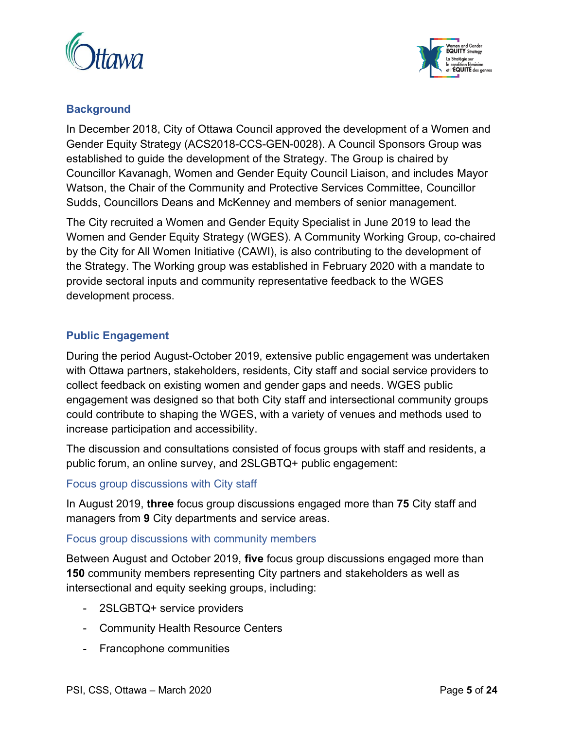## Background

In December 2018, City of Ottawa Council approved the development of a Women and Gender Equity Strategy (ACS2018-CCS-GEN-0028). A Council Sponsors Group was established to guide the development of the Strategy. The Group is chaired by Councillor Kavanagh, Women and Gender Equity Council Liaison, and includes Mayor Watson, the Chair of the Community and Protective Services Committee, Councillor Sudds, Councillors Deans and McKenney and members of senior management.

The City recruited a Women and Gender Equity Specialist in June 2019 to lead the Women and Gender Equity Strategy (WGES). A Community Working Group, co-chaired by the City for All Women Initiative (CAWI), is also contributing to the development of the Strategy. The Working group was established in February 2020 with a mandate to provide sectoral inputs and community representative feedback to the WGES development process.

## Public Engagement

During the period August-October 2019, extensive public engagement was undertaken with Ottawa partners, stakeholders, residents, City staff and social service providers to collect feedback on existing women and gender gaps and needs. WGES public engagement was designed so that both City staff and intersectional community groups could contribute to shaping the WGES, with a variety of venues and methods used to increase participation and accessibility.

The discussion and consultations consisted of focus groups with staff and residents, a public forum, an online survey, and 2SLGBTQ+ public engagement:

### Focus group discussions with City staff

In August 2019, **three** focus group discussions engaged more than **75** City staff and managers from **9** City departments and service areas.

### Focus group discussions with community members

Between August and October 2019, **five** focus group discussions engaged more than **150** community members representing City partners and stakeholders as well as intersectional and equity seeking groups, including:

- 2SLGBTQ+ service providers
- Community Health Resource Centers
- Francophone communities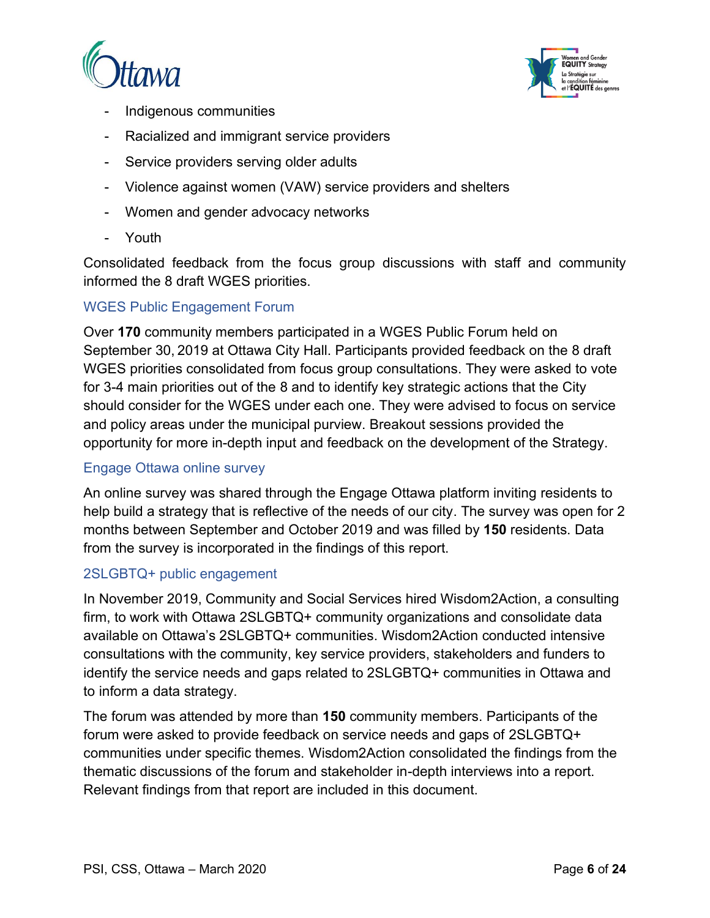- Indigenous communities
- Racialized and immigrant service providers
- Service providers serving older adults
- Violence against women (VAW) service providers and shelters
- Women and gender advocacy networks
- Youth

Consolidated feedback from the focus group discussions with staff and community informed the 8 draft WGES priorities.

### WGES Public Engagement Forum

Over **170** community members participated in a WGES Public Forum held on September 30, 2019 at Ottawa City Hall. Participants provided feedback on the 8 draft WGES priorities consolidated from focus group consultations. They were asked to vote for 3-4 main priorities out of the 8 and to identify key strategic actions that the City should consider for the WGES under each one. They were advised to focus on service and policy areas under the municipal purview. Breakout sessions provided the opportunity for more in-depth input and feedback on the development of the Strategy.

### Engage Ottawa online survey

An online survey was shared through the Engage Ottawa platform inviting residents to help build a strategy that is reflective of the needs of our city. The survey was open for 2 months between September and October 2019 and was filled by **150** residents. Data from the survey is incorporated in the findings of this report.

### 2SLGBTQ+ public engagement

In November 2019, Community and Social Services hired Wisdom2Action, a consulting firm, to work with Ottawa 2SLGBTQ+ community organizations and consolidate data available on Ottawa's 2SLGBTQ+ communities. Wisdom2Action conducted intensive consultations with the community, key service providers, stakeholders and funders to identify the service needs and gaps related to 2SLGBTQ+ communities in Ottawa and to inform a data strategy.

The forum was attended by more than **150** community members. Participants of the forum were asked to provide feedback on service needs and gaps of 2SLGBTQ+ communities under specific themes. Wisdom2Action consolidated the findings from the thematic discussions of the forum and stakeholder in-depth interviews into a report. Relevant findings from that report are included in this document.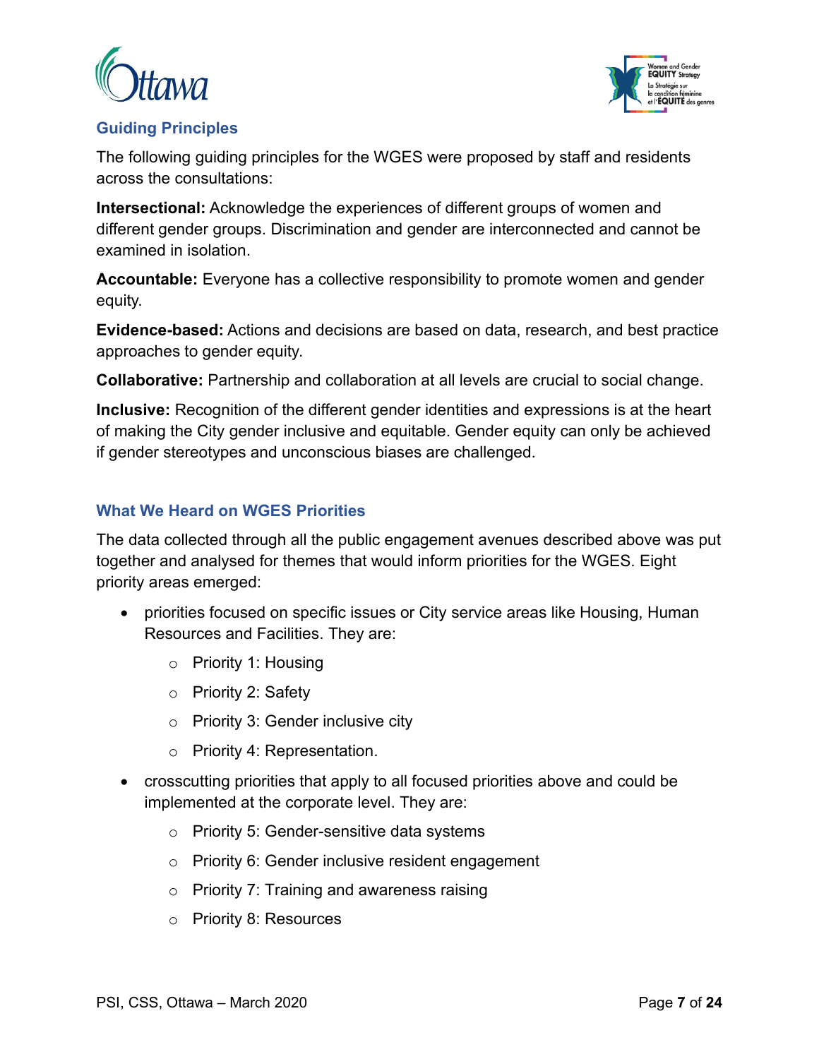## Guiding Principles

The following guiding principles for the WGES were proposed by staff and residents across the consultations:

**Intersectional:** Acknowledge the experiences of different groups of women and different gender groups. Discrimination and gender are interconnected and cannot be examined in isolation.

**Accountable:** Everyone has a collective responsibility to promote women and gender equity.

**Evidence-based:** Actions and decisions are based on data, research, and best practice approaches to gender equity.

**Collaborative:** Partnership and collaboration at all levels are crucial to social change.

**Inclusive:** Recognition of the different gender identities and expressions is at the heart of making the City gender inclusive and equitable. Gender equity can only be achieved if gender stereotypes and unconscious biases are challenged.

## What We Heard on WGES Priorities

The data collected through all the public engagement avenues described above was put together and analysed for themes that would inform priorities for the WGES. Eight priority areas emerged:

- priorities focused on specific issues or City service areas like Housing, Human Resources and Facilities. They are:
  - Priority 1: Housing
  - Priority 2: Safety
  - Priority 3: Gender inclusive city
  - Priority 4: Representation.
- crosscutting priorities that apply to all focused priorities above and could be implemented at the corporate level. They are:
  - Priority 5: Gender-sensitive data systems
  - Priority 6: Gender inclusive resident engagement
  - Priority 7: Training and awareness raising
  - Priority 8: Resources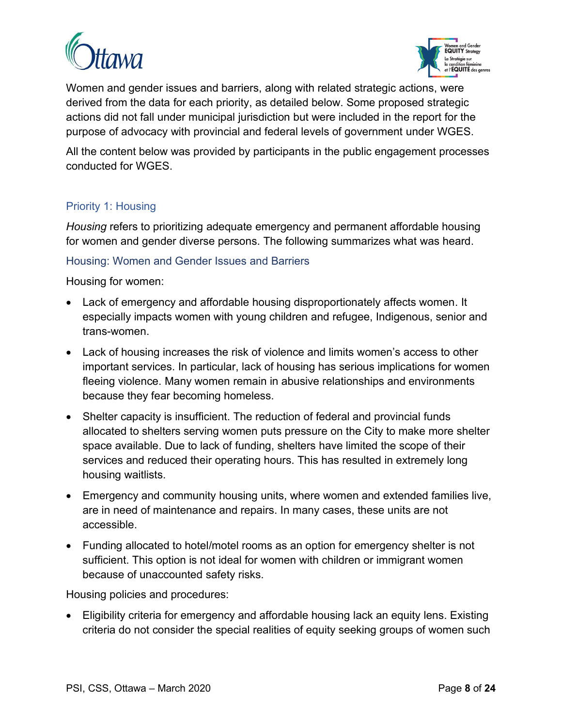Women and gender issues and barriers, along with related strategic actions, were derived from the data for each priority, as detailed below. Some proposed strategic actions did not fall under municipal jurisdiction but were included in the report for the purpose of advocacy with provincial and federal levels of government under WGES.

All the content below was provided by participants in the public engagement processes conducted for WGES.

## Priority 1: Housing

*Housing* refers to prioritizing adequate emergency and permanent affordable housing for women and gender diverse persons. The following summarizes what was heard.

### Housing: Women and Gender Issues and Barriers

Housing for women:

- Lack of emergency and affordable housing disproportionately affects women. It especially impacts women with young children and refugee, Indigenous, senior and trans-women.
- Lack of housing increases the risk of violence and limits women's access to other important services. In particular, lack of housing has serious implications for women fleeing violence. Many women remain in abusive relationships and environments because they fear becoming homeless.
- Shelter capacity is insufficient. The reduction of federal and provincial funds allocated to shelters serving women puts pressure on the City to make more shelter space available. Due to lack of funding, shelters have limited the scope of their services and reduced their operating hours. This has resulted in extremely long housing waitlists.
- Emergency and community housing units, where women and extended families live, are in need of maintenance and repairs. In many cases, these units are not accessible.
- Funding allocated to hotel/motel rooms as an option for emergency shelter is not sufficient. This option is not ideal for women with children or immigrant women because of unaccounted safety risks.

Housing policies and procedures:

- Eligibility criteria for emergency and affordable housing lack an equity lens. Existing criteria do not consider the special realities of equity seeking groups of women such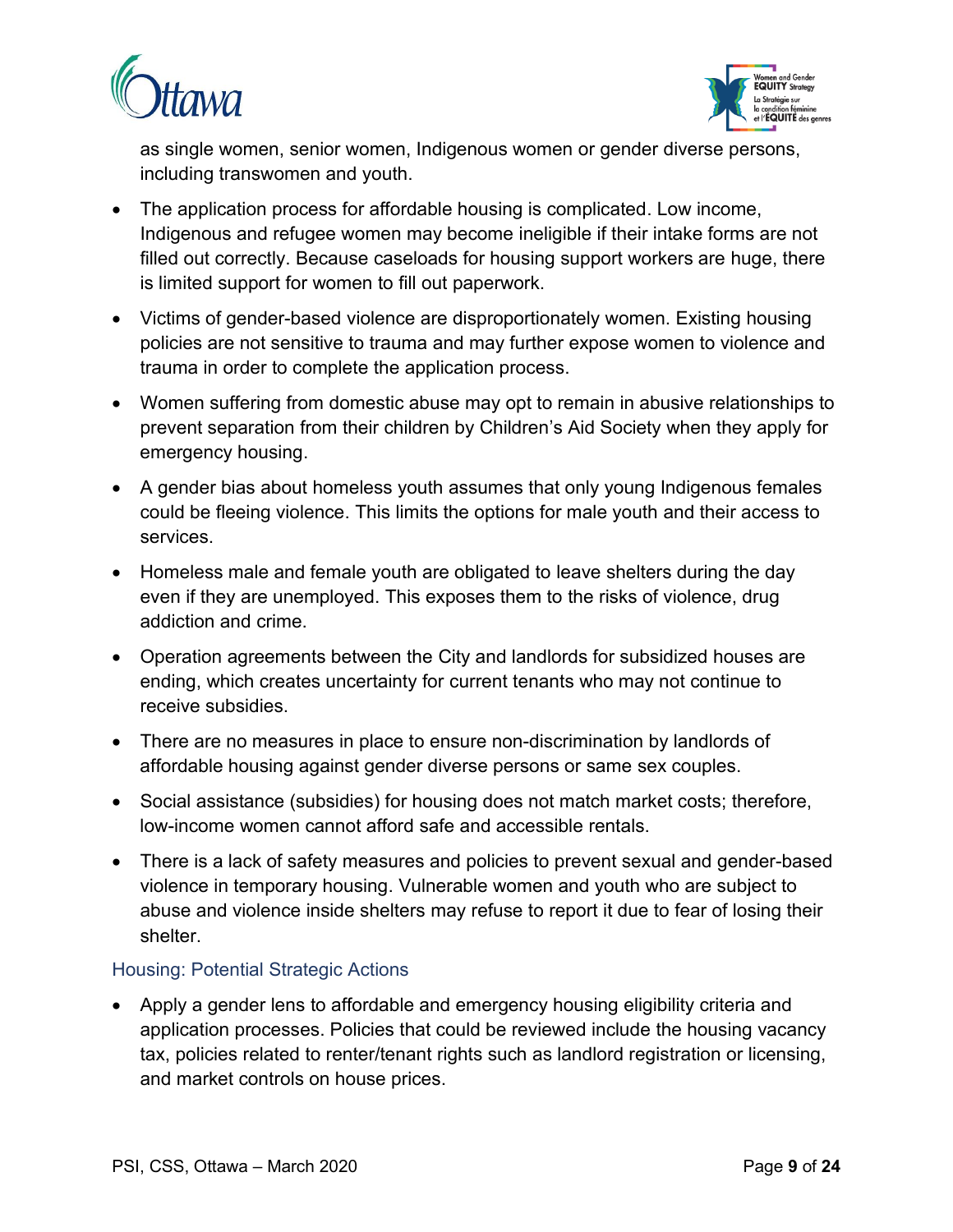as single women, senior women, Indigenous women or gender diverse persons, including transwomen and youth.

- The application process for affordable housing is complicated. Low income, Indigenous and refugee women may become ineligible if their intake forms are not filled out correctly. Because caseloads for housing support workers are huge, there is limited support for women to fill out paperwork.
- Victims of gender-based violence are disproportionately women. Existing housing policies are not sensitive to trauma and may further expose women to violence and trauma in order to complete the application process.
- Women suffering from domestic abuse may opt to remain in abusive relationships to prevent separation from their children by Children's Aid Society when they apply for emergency housing.
- A gender bias about homeless youth assumes that only young Indigenous females could be fleeing violence. This limits the options for male youth and their access to services.
- Homeless male and female youth are obligated to leave shelters during the day even if they are unemployed. This exposes them to the risks of violence, drug addiction and crime.
- Operation agreements between the City and landlords for subsidized houses are ending, which creates uncertainty for current tenants who may not continue to receive subsidies.
- There are no measures in place to ensure non-discrimination by landlords of affordable housing against gender diverse persons or same sex couples.
- Social assistance (subsidies) for housing does not match market costs; therefore, low-income women cannot afford safe and accessible rentals.
- There is a lack of safety measures and policies to prevent sexual and gender-based violence in temporary housing. Vulnerable women and youth who are subject to abuse and violence inside shelters may refuse to report it due to fear of losing their shelter.

### Housing: Potential Strategic Actions

- Apply a gender lens to affordable and emergency housing eligibility criteria and application processes. Policies that could be reviewed include the housing vacancy tax, policies related to renter/tenant rights such as landlord registration or licensing, and market controls on house prices.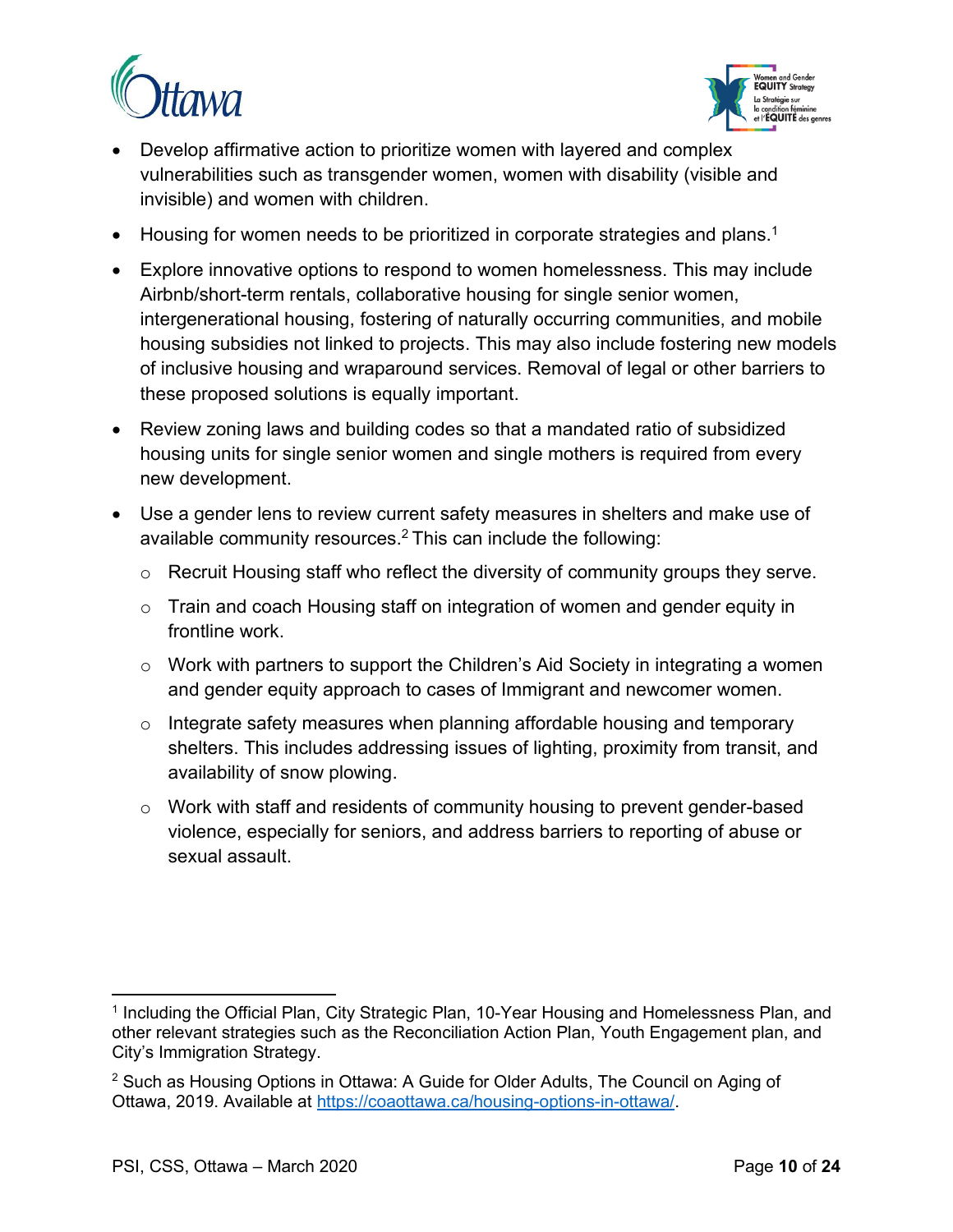- Develop affirmative action to prioritize women with layered and complex vulnerabilities such as transgender women, women with disability (visible and invisible) and women with children.
- Housing for women needs to be prioritized in corporate strategies and plans.[1]
- Explore innovative options to respond to women homelessness. This may include Airbnb/short-term rentals, collaborative housing for single senior women, intergenerational housing, fostering of naturally occurring communities, and mobile housing subsidies not linked to projects. This may also include fostering new models of inclusive housing and wraparound services. Removal of legal or other barriers to these proposed solutions is equally important.
- Review zoning laws and building codes so that a mandated ratio of subsidized housing units for single senior women and single mothers is required from every new development.
- Use a gender lens to review current safety measures in shelters and make use of available community resources.[2] This can include the following:
  - Recruit Housing staff who reflect the diversity of community groups they serve.
  - Train and coach Housing staff on integration of women and gender equity in frontline work.
  - Work with partners to support the Children's Aid Society in integrating a women and gender equity approach to cases of Immigrant and newcomer women.
  - Integrate safety measures when planning affordable housing and temporary shelters. This includes addressing issues of lighting, proximity from transit, and availability of snow plowing.
  - Work with staff and residents of community housing to prevent gender-based violence, especially for seniors, and address barriers to reporting of abuse or sexual assault.

---

[1] Including the Official Plan, City Strategic Plan, 10-Year Housing and Homelessness Plan, and other relevant strategies such as the Reconciliation Action Plan, Youth Engagement plan, and City's Immigration Strategy.

[2] Such as Housing Options in Ottawa: A Guide for Older Adults, The Council on Aging of Ottawa, 2019. Available at https://coaottawa.ca/housing-options-in-ottawa/.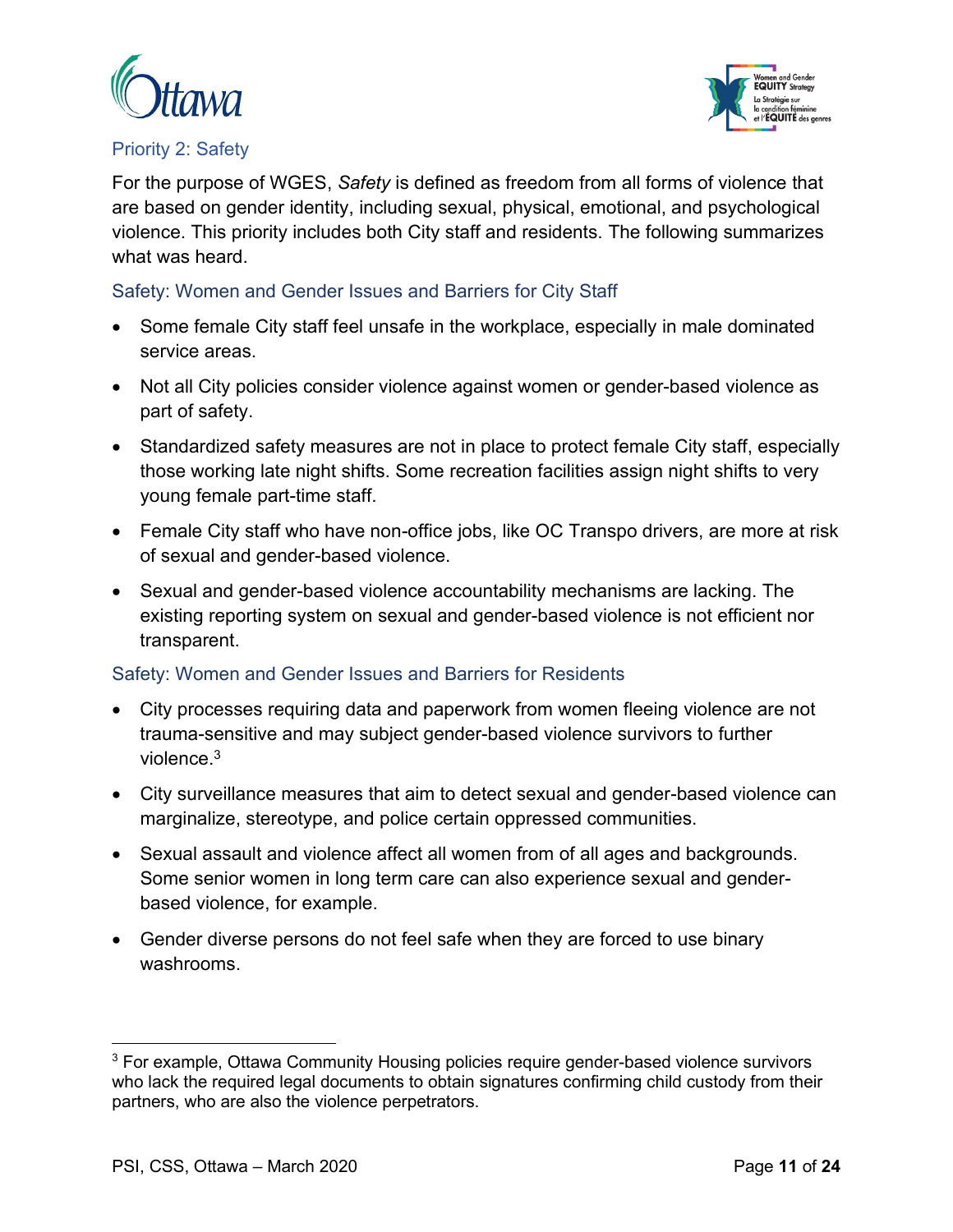## Priority 2: Safety

For the purpose of WGES, *Safety* is defined as freedom from all forms of violence that are based on gender identity, including sexual, physical, emotional, and psychological violence. This priority includes both City staff and residents. The following summarizes what was heard.

### Safety: Women and Gender Issues and Barriers for City Staff

- Some female City staff feel unsafe in the workplace, especially in male dominated service areas.
- Not all City policies consider violence against women or gender-based violence as part of safety.
- Standardized safety measures are not in place to protect female City staff, especially those working late night shifts. Some recreation facilities assign night shifts to very young female part-time staff.
- Female City staff who have non-office jobs, like OC Transpo drivers, are more at risk of sexual and gender-based violence.
- Sexual and gender-based violence accountability mechanisms are lacking. The existing reporting system on sexual and gender-based violence is not efficient nor transparent.

### Safety: Women and Gender Issues and Barriers for Residents

- City processes requiring data and paperwork from women fleeing violence are not trauma-sensitive and may subject gender-based violence survivors to further violence.[3]
- City surveillance measures that aim to detect sexual and gender-based violence can marginalize, stereotype, and police certain oppressed communities.
- Sexual assault and violence affect all women from of all ages and backgrounds. Some senior women in long term care can also experience sexual and gender-based violence, for example.
- Gender diverse persons do not feel safe when they are forced to use binary washrooms.

---

[3] For example, Ottawa Community Housing policies require gender-based violence survivors who lack the required legal documents to obtain signatures confirming child custody from their partners, who are also the violence perpetrators.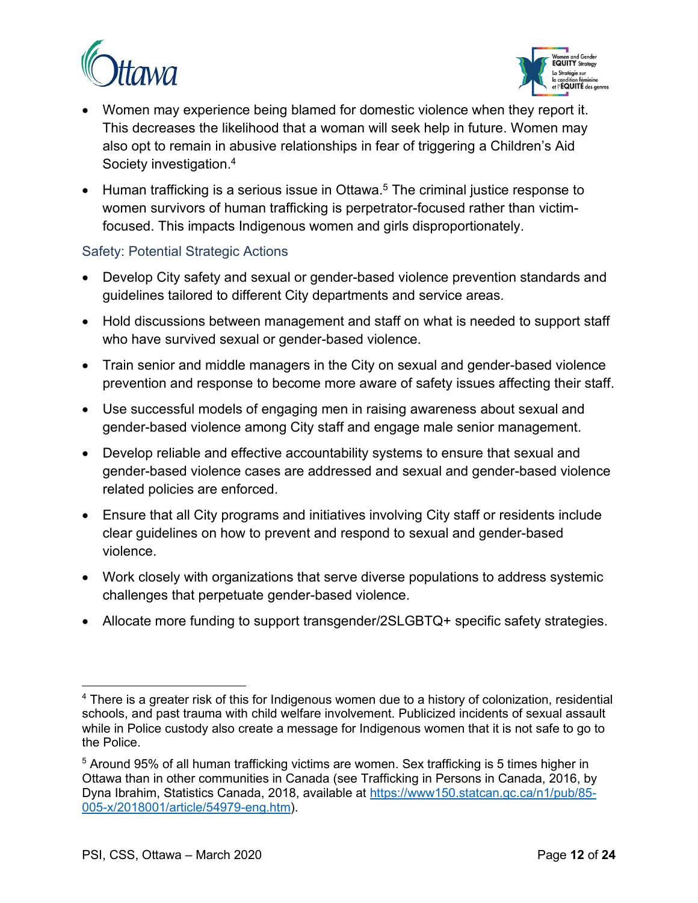- Women may experience being blamed for domestic violence when they report it. This decreases the likelihood that a woman will seek help in future. Women may also opt to remain in abusive relationships in fear of triggering a Children's Aid Society investigation.[4]
- Human trafficking is a serious issue in Ottawa.[5] The criminal justice response to women survivors of human trafficking is perpetrator-focused rather than victim-focused. This impacts Indigenous women and girls disproportionately.

### Safety: Potential Strategic Actions

- Develop City safety and sexual or gender-based violence prevention standards and guidelines tailored to different City departments and service areas.
- Hold discussions between management and staff on what is needed to support staff who have survived sexual or gender-based violence.
- Train senior and middle managers in the City on sexual and gender-based violence prevention and response to become more aware of safety issues affecting their staff.
- Use successful models of engaging men in raising awareness about sexual and gender-based violence among City staff and engage male senior management.
- Develop reliable and effective accountability systems to ensure that sexual and gender-based violence cases are addressed and sexual and gender-based violence related policies are enforced.
- Ensure that all City programs and initiatives involving City staff or residents include clear guidelines on how to prevent and respond to sexual and gender-based violence.
- Work closely with organizations that serve diverse populations to address systemic challenges that perpetuate gender-based violence.
- Allocate more funding to support transgender/2SLGBTQ+ specific safety strategies.

---

[4] There is a greater risk of this for Indigenous women due to a history of colonization, residential schools, and past trauma with child welfare involvement. Publicized incidents of sexual assault while in Police custody also create a message for Indigenous women that it is not safe to go to the Police.

[5] Around 95% of all human trafficking victims are women. Sex trafficking is 5 times higher in Ottawa than in other communities in Canada (see Trafficking in Persons in Canada, 2016, by Dyna Ibrahim, Statistics Canada, 2018, available at https://www150.statcan.gc.ca/n1/pub/85-005-x/2018001/article/54979-eng.htm).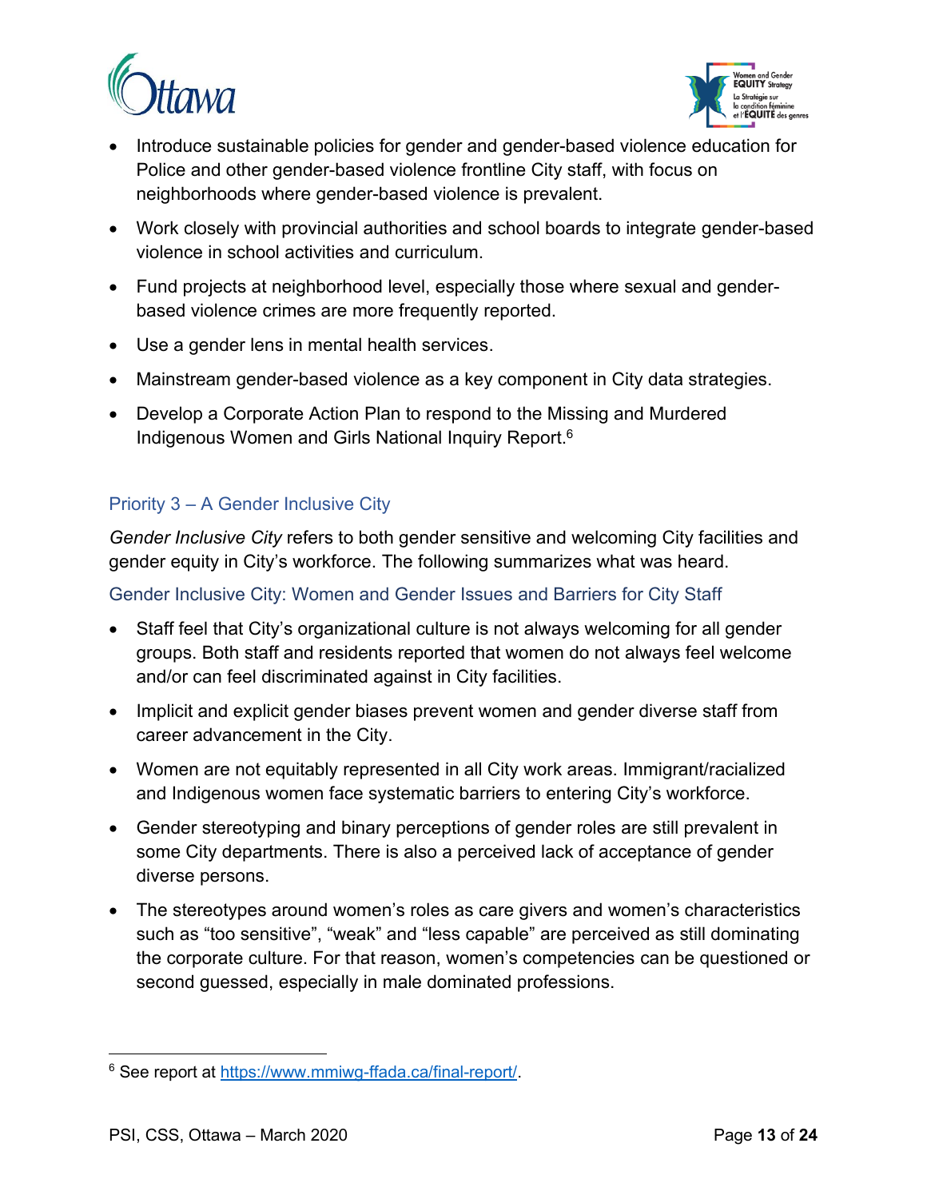- Introduce sustainable policies for gender and gender-based violence education for Police and other gender-based violence frontline City staff, with focus on neighborhoods where gender-based violence is prevalent.
- Work closely with provincial authorities and school boards to integrate gender-based violence in school activities and curriculum.
- Fund projects at neighborhood level, especially those where sexual and gender-based violence crimes are more frequently reported.
- Use a gender lens in mental health services.
- Mainstream gender-based violence as a key component in City data strategies.
- Develop a Corporate Action Plan to respond to the Missing and Murdered Indigenous Women and Girls National Inquiry Report.[6]

## Priority 3 – A Gender Inclusive City

*Gender Inclusive City* refers to both gender sensitive and welcoming City facilities and gender equity in City's workforce. The following summarizes what was heard.

### Gender Inclusive City: Women and Gender Issues and Barriers for City Staff

- Staff feel that City's organizational culture is not always welcoming for all gender groups. Both staff and residents reported that women do not always feel welcome and/or can feel discriminated against in City facilities.
- Implicit and explicit gender biases prevent women and gender diverse staff from career advancement in the City.
- Women are not equitably represented in all City work areas. Immigrant/racialized and Indigenous women face systematic barriers to entering City's workforce.
- Gender stereotyping and binary perceptions of gender roles are still prevalent in some City departments. There is also a perceived lack of acceptance of gender diverse persons.
- The stereotypes around women's roles as care givers and women's characteristics such as "too sensitive", "weak" and "less capable" are perceived as still dominating the corporate culture. For that reason, women's competencies can be questioned or second guessed, especially in male dominated professions.

[6] See report at https://www.mmiwg-ffada.ca/final-report/.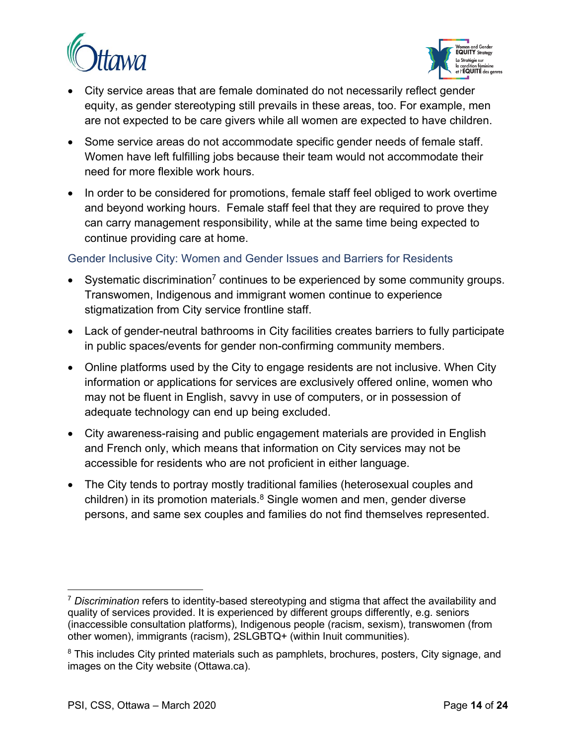- City service areas that are female dominated do not necessarily reflect gender equity, as gender stereotyping still prevails in these areas, too. For example, men are not expected to be care givers while all women are expected to have children.
- Some service areas do not accommodate specific gender needs of female staff. Women have left fulfilling jobs because their team would not accommodate their need for more flexible work hours.
- In order to be considered for promotions, female staff feel obliged to work overtime and beyond working hours. Female staff feel that they are required to prove they can carry management responsibility, while at the same time being expected to continue providing care at home.

### Gender Inclusive City: Women and Gender Issues and Barriers for Residents

- Systematic discrimination[7] continues to be experienced by some community groups. Transwomen, Indigenous and immigrant women continue to experience stigmatization from City service frontline staff.
- Lack of gender-neutral bathrooms in City facilities creates barriers to fully participate in public spaces/events for gender non-confirming community members.
- Online platforms used by the City to engage residents are not inclusive. When City information or applications for services are exclusively offered online, women who may not be fluent in English, savvy in use of computers, or in possession of adequate technology can end up being excluded.
- City awareness-raising and public engagement materials are provided in English and French only, which means that information on City services may not be accessible for residents who are not proficient in either language.
- The City tends to portray mostly traditional families (heterosexual couples and children) in its promotion materials.[8] Single women and men, gender diverse persons, and same sex couples and families do not find themselves represented.

---

[7] *Discrimination* refers to identity-based stereotyping and stigma that affect the availability and quality of services provided. It is experienced by different groups differently, e.g. seniors (inaccessible consultation platforms), Indigenous people (racism, sexism), transwomen (from other women), immigrants (racism), 2SLGBTQ+ (within Inuit communities).

[8] This includes City printed materials such as pamphlets, brochures, posters, City signage, and images on the City website (Ottawa.ca).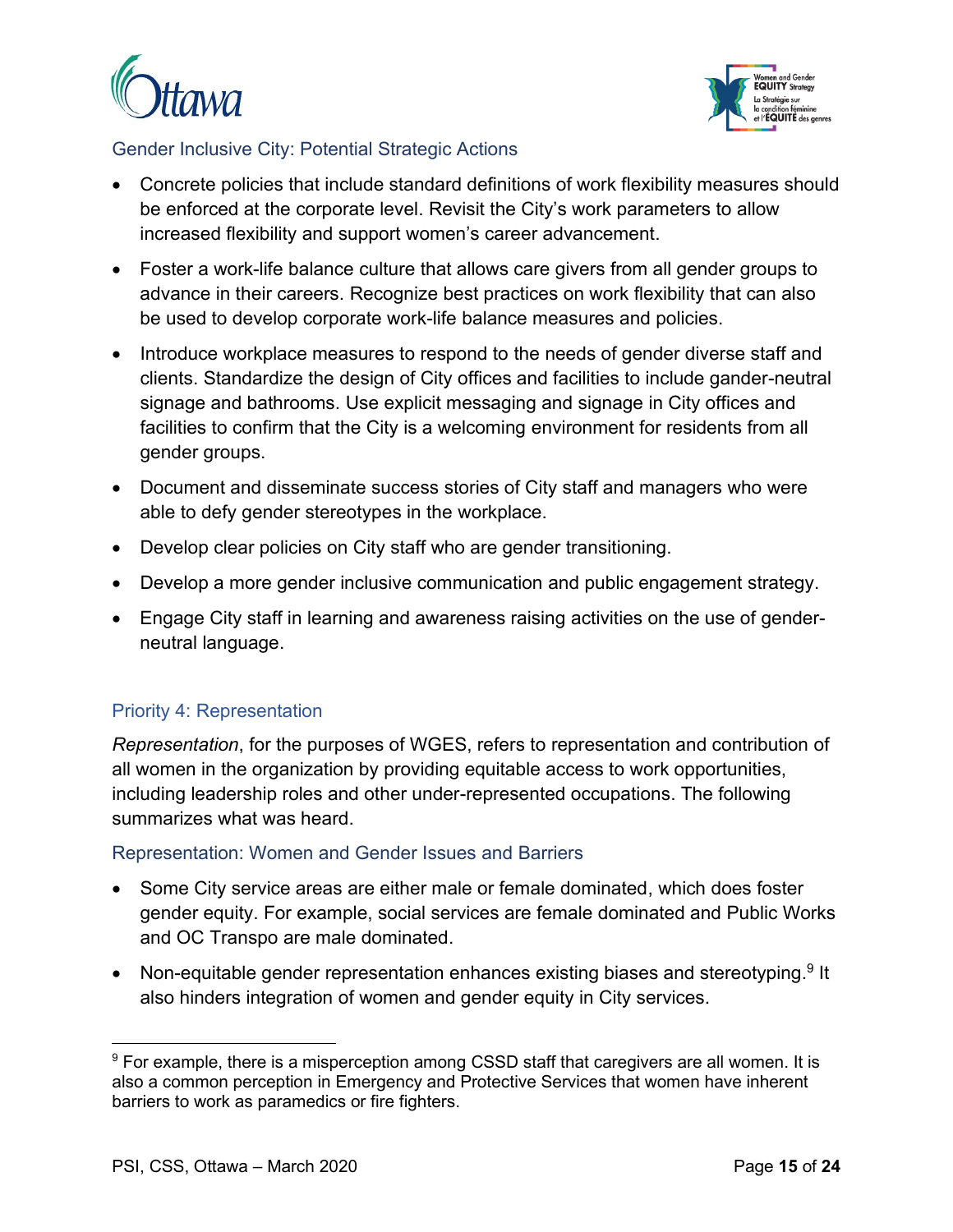### Gender Inclusive City: Potential Strategic Actions

- Concrete policies that include standard definitions of work flexibility measures should be enforced at the corporate level. Revisit the City's work parameters to allow increased flexibility and support women's career advancement.
- Foster a work-life balance culture that allows care givers from all gender groups to advance in their careers. Recognize best practices on work flexibility that can also be used to develop corporate work-life balance measures and policies.
- Introduce workplace measures to respond to the needs of gender diverse staff and clients. Standardize the design of City offices and facilities to include gander-neutral signage and bathrooms. Use explicit messaging and signage in City offices and facilities to confirm that the City is a welcoming environment for residents from all gender groups.
- Document and disseminate success stories of City staff and managers who were able to defy gender stereotypes in the workplace.
- Develop clear policies on City staff who are gender transitioning.
- Develop a more gender inclusive communication and public engagement strategy.
- Engage City staff in learning and awareness raising activities on the use of gender-neutral language.

## Priority 4: Representation

*Representation*, for the purposes of WGES, refers to representation and contribution of all women in the organization by providing equitable access to work opportunities, including leadership roles and other under-represented occupations. The following summarizes what was heard.

### Representation: Women and Gender Issues and Barriers

- Some City service areas are either male or female dominated, which does foster gender equity. For example, social services are female dominated and Public Works and OC Transpo are male dominated.
- Non-equitable gender representation enhances existing biases and stereotyping.[9] It also hinders integration of women and gender equity in City services.

[9] For example, there is a misperception among CSSD staff that caregivers are all women. It is also a common perception in Emergency and Protective Services that women have inherent barriers to work as paramedics or fire fighters.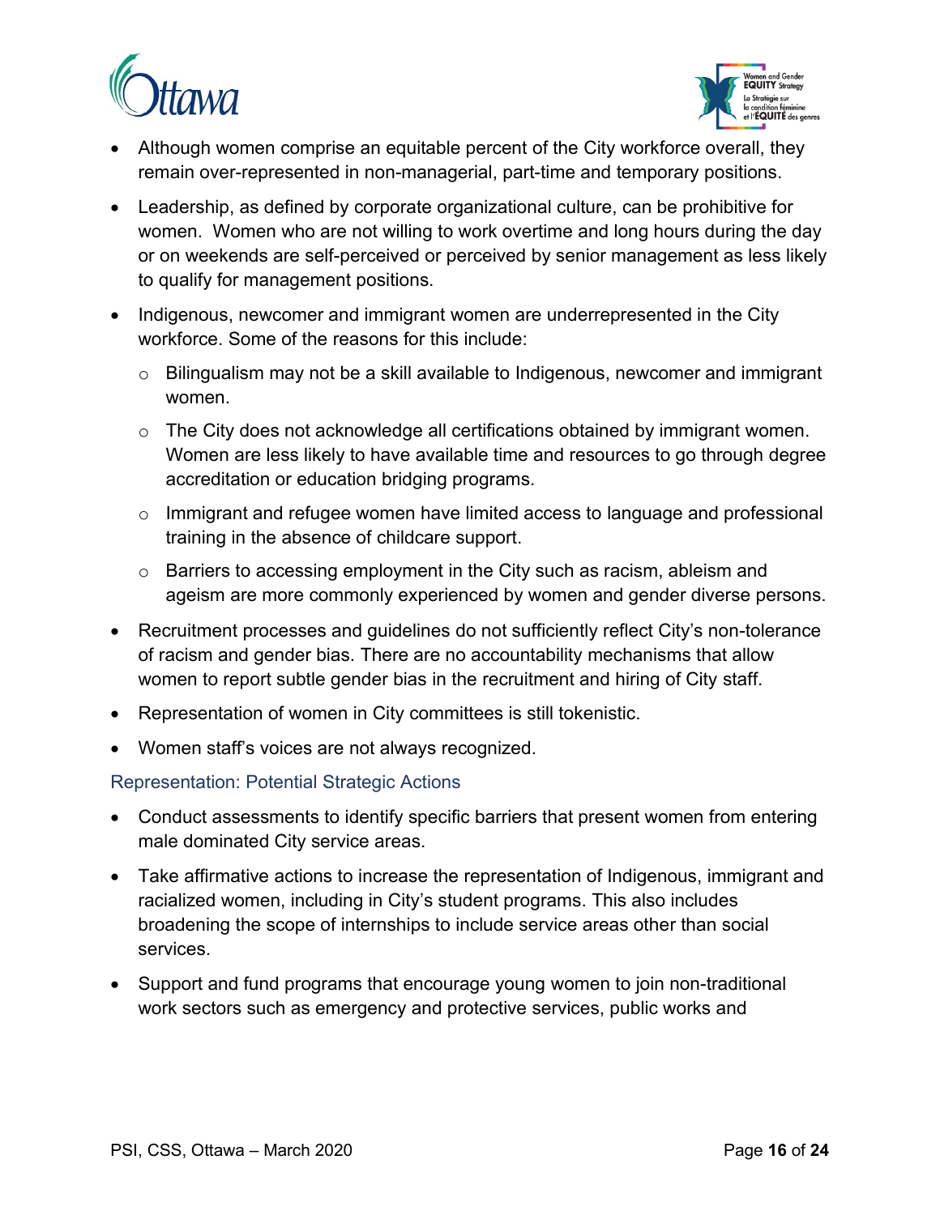- Although women comprise an equitable percent of the City workforce overall, they remain over-represented in non-managerial, part-time and temporary positions.
- Leadership, as defined by corporate organizational culture, can be prohibitive for women. Women who are not willing to work overtime and long hours during the day or on weekends are self-perceived or perceived by senior management as less likely to qualify for management positions.
- Indigenous, newcomer and immigrant women are underrepresented in the City workforce. Some of the reasons for this include:
  - Bilingualism may not be a skill available to Indigenous, newcomer and immigrant women.
  - The City does not acknowledge all certifications obtained by immigrant women. Women are less likely to have available time and resources to go through degree accreditation or education bridging programs.
  - Immigrant and refugee women have limited access to language and professional training in the absence of childcare support.
  - Barriers to accessing employment in the City such as racism, ableism and ageism are more commonly experienced by women and gender diverse persons.
- Recruitment processes and guidelines do not sufficiently reflect City's non-tolerance of racism and gender bias. There are no accountability mechanisms that allow women to report subtle gender bias in the recruitment and hiring of City staff.
- Representation of women in City committees is still tokenistic.
- Women staff's voices are not always recognized.

### Representation: Potential Strategic Actions

- Conduct assessments to identify specific barriers that present women from entering male dominated City service areas.
- Take affirmative actions to increase the representation of Indigenous, immigrant and racialized women, including in City's student programs. This also includes broadening the scope of internships to include service areas other than social services.
- Support and fund programs that encourage young women to join non-traditional work sectors such as emergency and protective services, public works and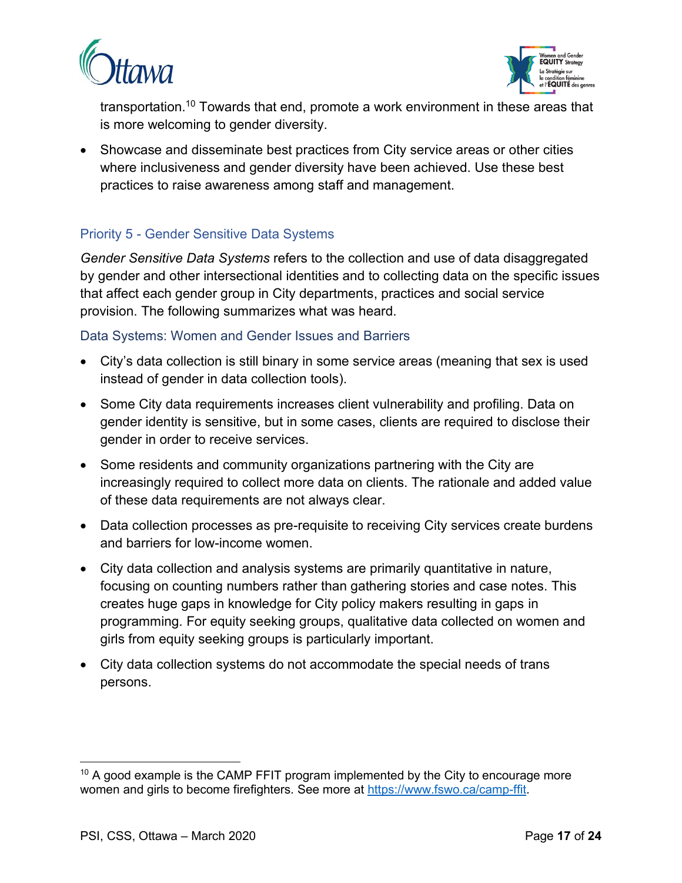transportation.[10] Towards that end, promote a work environment in these areas that is more welcoming to gender diversity.

- Showcase and disseminate best practices from City service areas or other cities where inclusiveness and gender diversity have been achieved. Use these best practices to raise awareness among staff and management.

### Priority 5 - Gender Sensitive Data Systems

*Gender Sensitive Data Systems* refers to the collection and use of data disaggregated by gender and other intersectional identities and to collecting data on the specific issues that affect each gender group in City departments, practices and social service provision. The following summarizes what was heard.

#### Data Systems: Women and Gender Issues and Barriers

- City's data collection is still binary in some service areas (meaning that sex is used instead of gender in data collection tools).
- Some City data requirements increases client vulnerability and profiling. Data on gender identity is sensitive, but in some cases, clients are required to disclose their gender in order to receive services.
- Some residents and community organizations partnering with the City are increasingly required to collect more data on clients. The rationale and added value of these data requirements are not always clear.
- Data collection processes as pre-requisite to receiving City services create burdens and barriers for low-income women.
- City data collection and analysis systems are primarily quantitative in nature, focusing on counting numbers rather than gathering stories and case notes. This creates huge gaps in knowledge for City policy makers resulting in gaps in programming. For equity seeking groups, qualitative data collected on women and girls from equity seeking groups is particularly important.
- City data collection systems do not accommodate the special needs of trans persons.

---

[10] A good example is the CAMP FFIT program implemented by the City to encourage more women and girls to become firefighters. See more at https://www.fswo.ca/camp-ffit.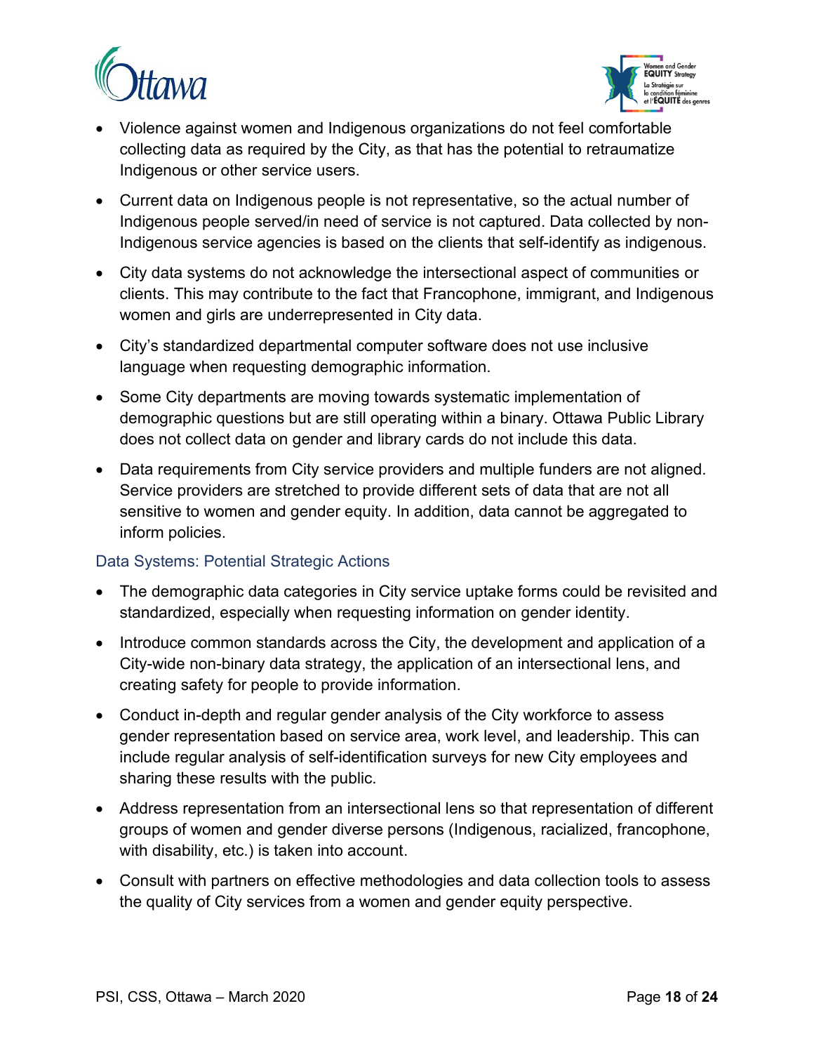- Violence against women and Indigenous organizations do not feel comfortable collecting data as required by the City, as that has the potential to retraumatize Indigenous or other service users.
- Current data on Indigenous people is not representative, so the actual number of Indigenous people served/in need of service is not captured. Data collected by non-Indigenous service agencies is based on the clients that self-identify as indigenous.
- City data systems do not acknowledge the intersectional aspect of communities or clients. This may contribute to the fact that Francophone, immigrant, and Indigenous women and girls are underrepresented in City data.
- City's standardized departmental computer software does not use inclusive language when requesting demographic information.
- Some City departments are moving towards systematic implementation of demographic questions but are still operating within a binary. Ottawa Public Library does not collect data on gender and library cards do not include this data.
- Data requirements from City service providers and multiple funders are not aligned. Service providers are stretched to provide different sets of data that are not all sensitive to women and gender equity. In addition, data cannot be aggregated to inform policies.

### Data Systems: Potential Strategic Actions

- The demographic data categories in City service uptake forms could be revisited and standardized, especially when requesting information on gender identity.
- Introduce common standards across the City, the development and application of a City-wide non-binary data strategy, the application of an intersectional lens, and creating safety for people to provide information.
- Conduct in-depth and regular gender analysis of the City workforce to assess gender representation based on service area, work level, and leadership. This can include regular analysis of self-identification surveys for new City employees and sharing these results with the public.
- Address representation from an intersectional lens so that representation of different groups of women and gender diverse persons (Indigenous, racialized, francophone, with disability, etc.) is taken into account.
- Consult with partners on effective methodologies and data collection tools to assess the quality of City services from a women and gender equity perspective.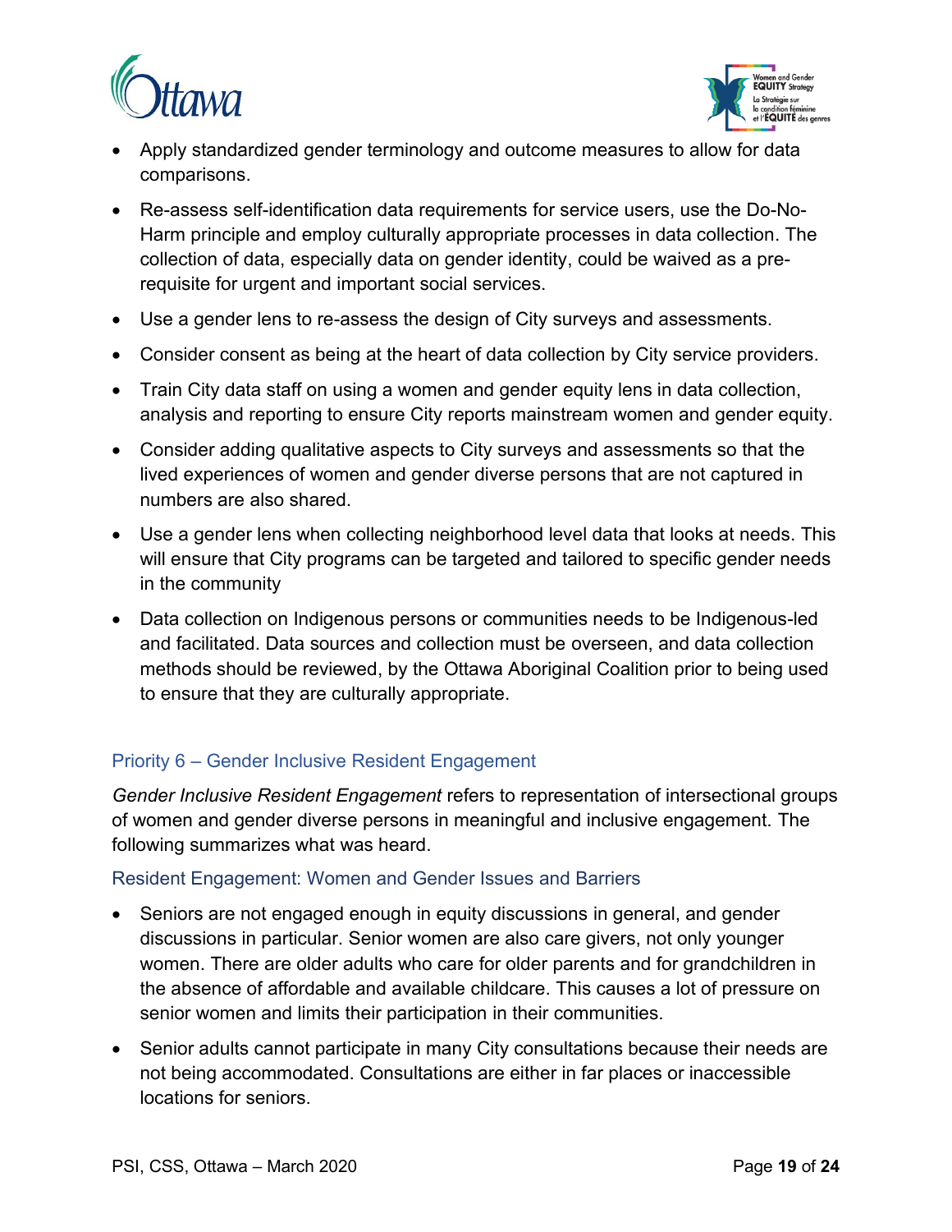- Apply standardized gender terminology and outcome measures to allow for data comparisons.
- Re-assess self-identification data requirements for service users, use the Do-No-Harm principle and employ culturally appropriate processes in data collection. The collection of data, especially data on gender identity, could be waived as a pre-requisite for urgent and important social services.
- Use a gender lens to re-assess the design of City surveys and assessments.
- Consider consent as being at the heart of data collection by City service providers.
- Train City data staff on using a women and gender equity lens in data collection, analysis and reporting to ensure City reports mainstream women and gender equity.
- Consider adding qualitative aspects to City surveys and assessments so that the lived experiences of women and gender diverse persons that are not captured in numbers are also shared.
- Use a gender lens when collecting neighborhood level data that looks at needs. This will ensure that City programs can be targeted and tailored to specific gender needs in the community
- Data collection on Indigenous persons or communities needs to be Indigenous-led and facilitated. Data sources and collection must be overseen, and data collection methods should be reviewed, by the Ottawa Aboriginal Coalition prior to being used to ensure that they are culturally appropriate.

## Priority 6 – Gender Inclusive Resident Engagement

*Gender Inclusive Resident Engagement* refers to representation of intersectional groups of women and gender diverse persons in meaningful and inclusive engagement. The following summarizes what was heard.

### Resident Engagement: Women and Gender Issues and Barriers

- Seniors are not engaged enough in equity discussions in general, and gender discussions in particular. Senior women are also care givers, not only younger women. There are older adults who care for older parents and for grandchildren in the absence of affordable and available childcare. This causes a lot of pressure on senior women and limits their participation in their communities.
- Senior adults cannot participate in many City consultations because their needs are not being accommodated. Consultations are either in far places or inaccessible locations for seniors.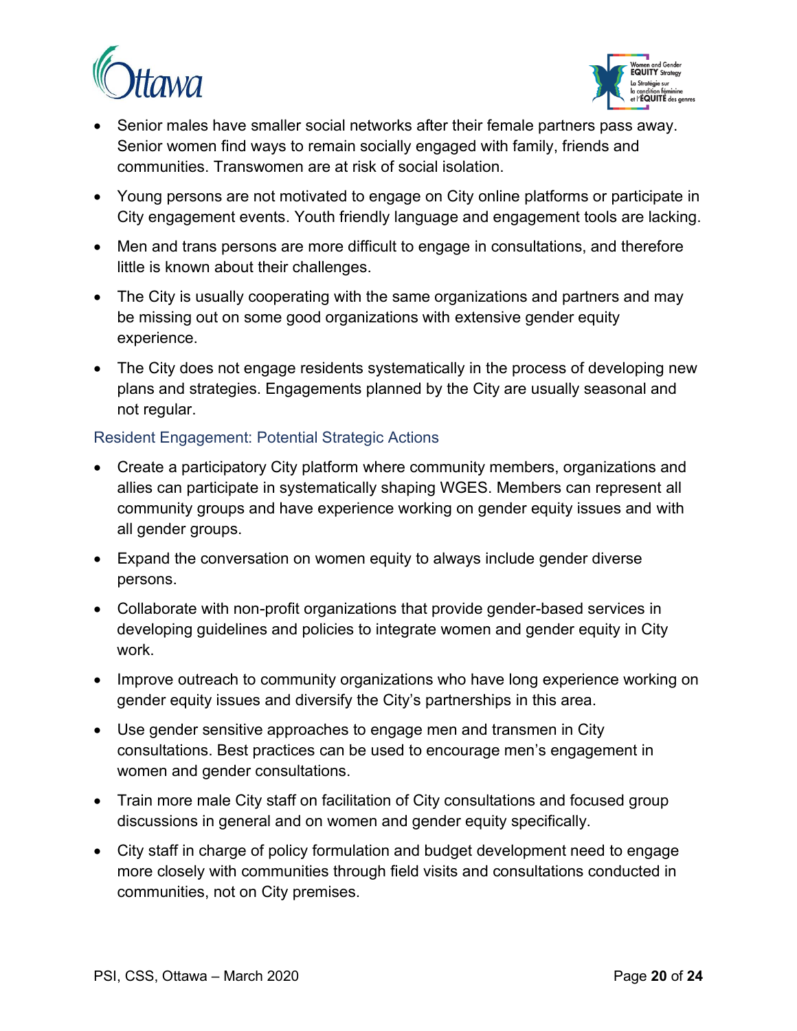- Senior males have smaller social networks after their female partners pass away. Senior women find ways to remain socially engaged with family, friends and communities. Transwomen are at risk of social isolation.
- Young persons are not motivated to engage on City online platforms or participate in City engagement events. Youth friendly language and engagement tools are lacking.
- Men and trans persons are more difficult to engage in consultations, and therefore little is known about their challenges.
- The City is usually cooperating with the same organizations and partners and may be missing out on some good organizations with extensive gender equity experience.
- The City does not engage residents systematically in the process of developing new plans and strategies. Engagements planned by the City are usually seasonal and not regular.

### Resident Engagement: Potential Strategic Actions

- Create a participatory City platform where community members, organizations and allies can participate in systematically shaping WGES. Members can represent all community groups and have experience working on gender equity issues and with all gender groups.
- Expand the conversation on women equity to always include gender diverse persons.
- Collaborate with non-profit organizations that provide gender-based services in developing guidelines and policies to integrate women and gender equity in City work.
- Improve outreach to community organizations who have long experience working on gender equity issues and diversify the City's partnerships in this area.
- Use gender sensitive approaches to engage men and transmen in City consultations. Best practices can be used to encourage men's engagement in women and gender consultations.
- Train more male City staff on facilitation of City consultations and focused group discussions in general and on women and gender equity specifically.
- City staff in charge of policy formulation and budget development need to engage more closely with communities through field visits and consultations conducted in communities, not on City premises.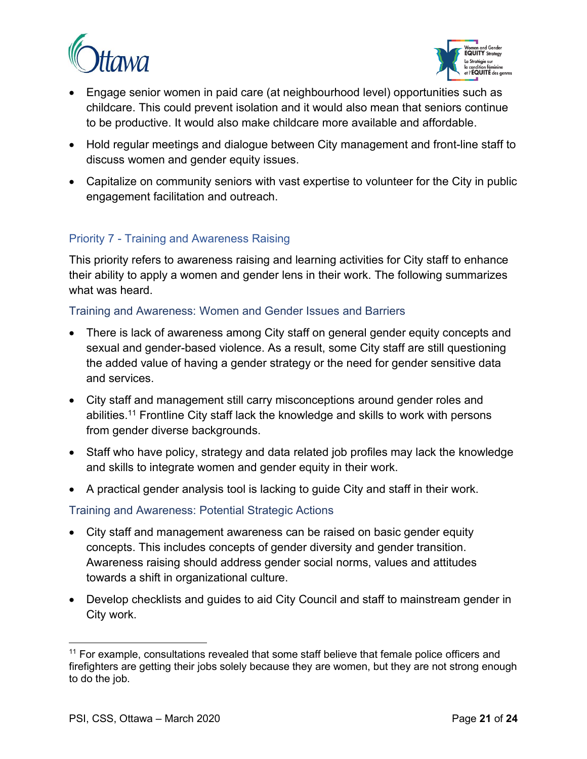- Engage senior women in paid care (at neighbourhood level) opportunities such as childcare. This could prevent isolation and it would also mean that seniors continue to be productive. It would also make childcare more available and affordable.
- Hold regular meetings and dialogue between City management and front-line staff to discuss women and gender equity issues.
- Capitalize on community seniors with vast expertise to volunteer for the City in public engagement facilitation and outreach.

## Priority 7 - Training and Awareness Raising

This priority refers to awareness raising and learning activities for City staff to enhance their ability to apply a women and gender lens in their work. The following summarizes what was heard.

### Training and Awareness: Women and Gender Issues and Barriers

- There is lack of awareness among City staff on general gender equity concepts and sexual and gender-based violence. As a result, some City staff are still questioning the added value of having a gender strategy or the need for gender sensitive data and services.
- City staff and management still carry misconceptions around gender roles and abilities.[11] Frontline City staff lack the knowledge and skills to work with persons from gender diverse backgrounds.
- Staff who have policy, strategy and data related job profiles may lack the knowledge and skills to integrate women and gender equity in their work.
- A practical gender analysis tool is lacking to guide City and staff in their work.

### Training and Awareness: Potential Strategic Actions

- City staff and management awareness can be raised on basic gender equity concepts. This includes concepts of gender diversity and gender transition. Awareness raising should address gender social norms, values and attitudes towards a shift in organizational culture.
- Develop checklists and guides to aid City Council and staff to mainstream gender in City work.

---

[11] For example, consultations revealed that some staff believe that female police officers and firefighters are getting their jobs solely because they are women, but they are not strong enough to do the job.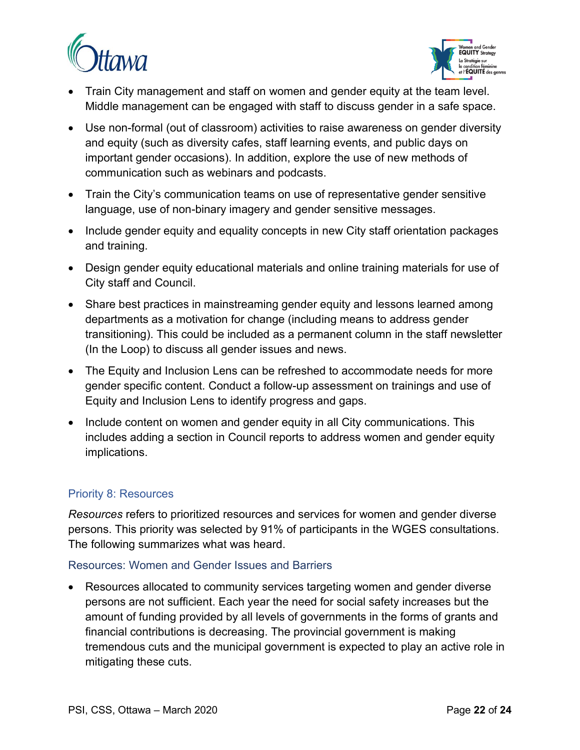- Train City management and staff on women and gender equity at the team level. Middle management can be engaged with staff to discuss gender in a safe space.
- Use non-formal (out of classroom) activities to raise awareness on gender diversity and equity (such as diversity cafes, staff learning events, and public days on important gender occasions). In addition, explore the use of new methods of communication such as webinars and podcasts.
- Train the City's communication teams on use of representative gender sensitive language, use of non-binary imagery and gender sensitive messages.
- Include gender equity and equality concepts in new City staff orientation packages and training.
- Design gender equity educational materials and online training materials for use of City staff and Council.
- Share best practices in mainstreaming gender equity and lessons learned among departments as a motivation for change (including means to address gender transitioning). This could be included as a permanent column in the staff newsletter (In the Loop) to discuss all gender issues and news.
- The Equity and Inclusion Lens can be refreshed to accommodate needs for more gender specific content. Conduct a follow-up assessment on trainings and use of Equity and Inclusion Lens to identify progress and gaps.
- Include content on women and gender equity in all City communications. This includes adding a section in Council reports to address women and gender equity implications.

### Priority 8: Resources

*Resources* refers to prioritized resources and services for women and gender diverse persons. This priority was selected by 91% of participants in the WGES consultations. The following summarizes what was heard.

#### Resources: Women and Gender Issues and Barriers

- Resources allocated to community services targeting women and gender diverse persons are not sufficient. Each year the need for social safety increases but the amount of funding provided by all levels of governments in the forms of grants and financial contributions is decreasing. The provincial government is making tremendous cuts and the municipal government is expected to play an active role in mitigating these cuts.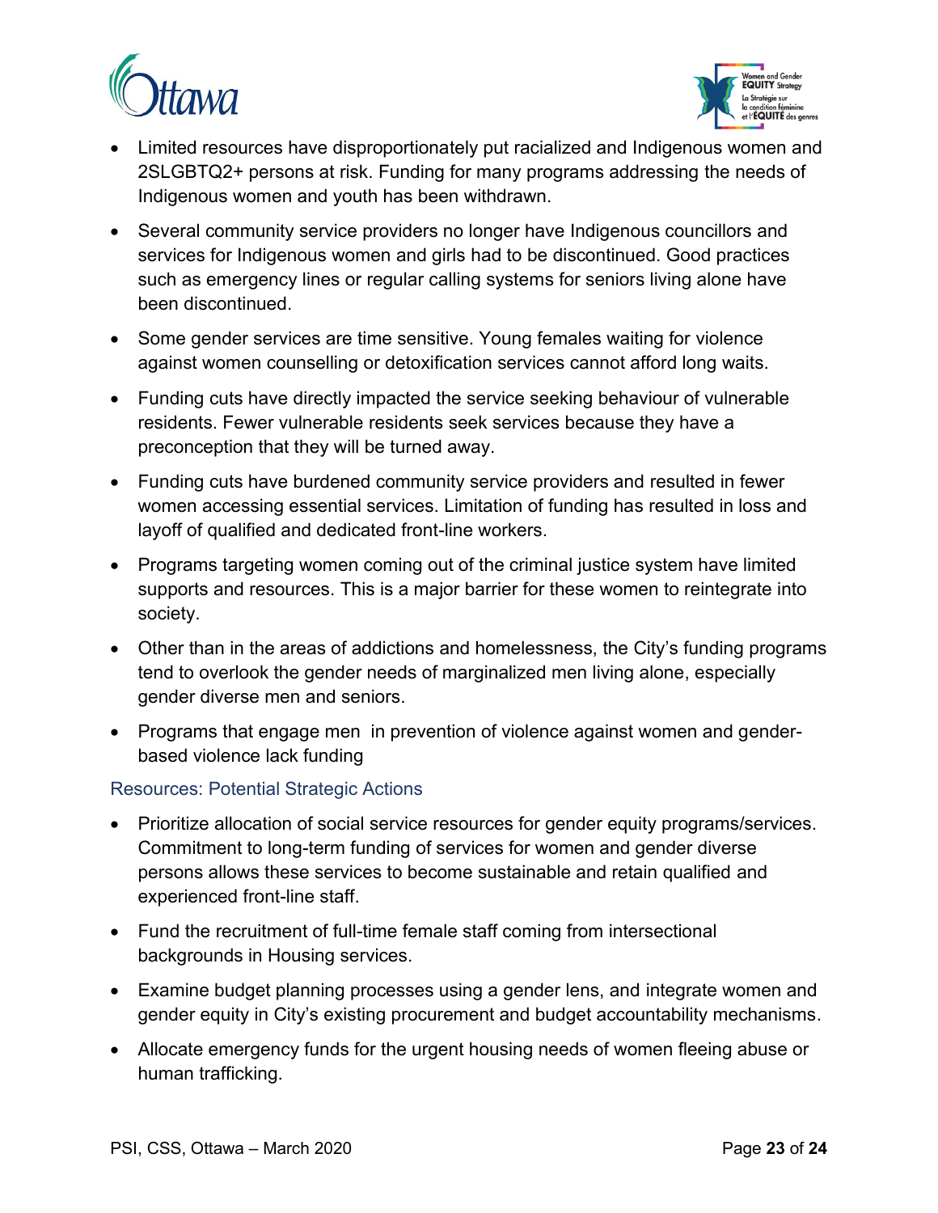- Limited resources have disproportionately put racialized and Indigenous women and 2SLGBTQ2+ persons at risk. Funding for many programs addressing the needs of Indigenous women and youth has been withdrawn.
- Several community service providers no longer have Indigenous councillors and services for Indigenous women and girls had to be discontinued. Good practices such as emergency lines or regular calling systems for seniors living alone have been discontinued.
- Some gender services are time sensitive. Young females waiting for violence against women counselling or detoxification services cannot afford long waits.
- Funding cuts have directly impacted the service seeking behaviour of vulnerable residents. Fewer vulnerable residents seek services because they have a preconception that they will be turned away.
- Funding cuts have burdened community service providers and resulted in fewer women accessing essential services. Limitation of funding has resulted in loss and layoff of qualified and dedicated front-line workers.
- Programs targeting women coming out of the criminal justice system have limited supports and resources. This is a major barrier for these women to reintegrate into society.
- Other than in the areas of addictions and homelessness, the City's funding programs tend to overlook the gender needs of marginalized men living alone, especially gender diverse men and seniors.
- Programs that engage men in prevention of violence against women and gender-based violence lack funding

### Resources: Potential Strategic Actions

- Prioritize allocation of social service resources for gender equity programs/services. Commitment to long-term funding of services for women and gender diverse persons allows these services to become sustainable and retain qualified and experienced front-line staff.
- Fund the recruitment of full-time female staff coming from intersectional backgrounds in Housing services.
- Examine budget planning processes using a gender lens, and integrate women and gender equity in City's existing procurement and budget accountability mechanisms.
- Allocate emergency funds for the urgent housing needs of women fleeing abuse or human trafficking.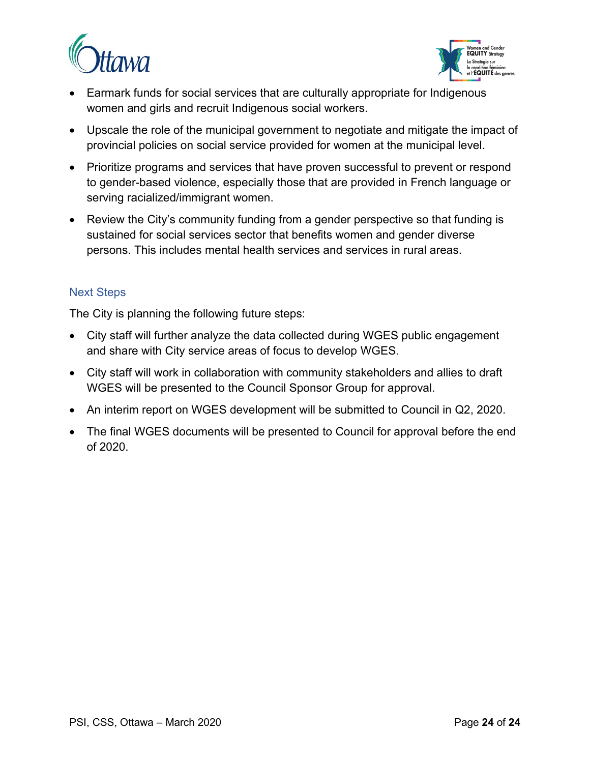- Earmark funds for social services that are culturally appropriate for Indigenous women and girls and recruit Indigenous social workers.
- Upscale the role of the municipal government to negotiate and mitigate the impact of provincial policies on social service provided for women at the municipal level.
- Prioritize programs and services that have proven successful to prevent or respond to gender-based violence, especially those that are provided in French language or serving racialized/immigrant women.
- Review the City's community funding from a gender perspective so that funding is sustained for social services sector that benefits women and gender diverse persons. This includes mental health services and services in rural areas.

## Next Steps

The City is planning the following future steps:

- City staff will further analyze the data collected during WGES public engagement and share with City service areas of focus to develop WGES.
- City staff will work in collaboration with community stakeholders and allies to draft WGES will be presented to the Council Sponsor Group for approval.
- An interim report on WGES development will be submitted to Council in Q2, 2020.
- The final WGES documents will be presented to Council for approval before the end of 2020.